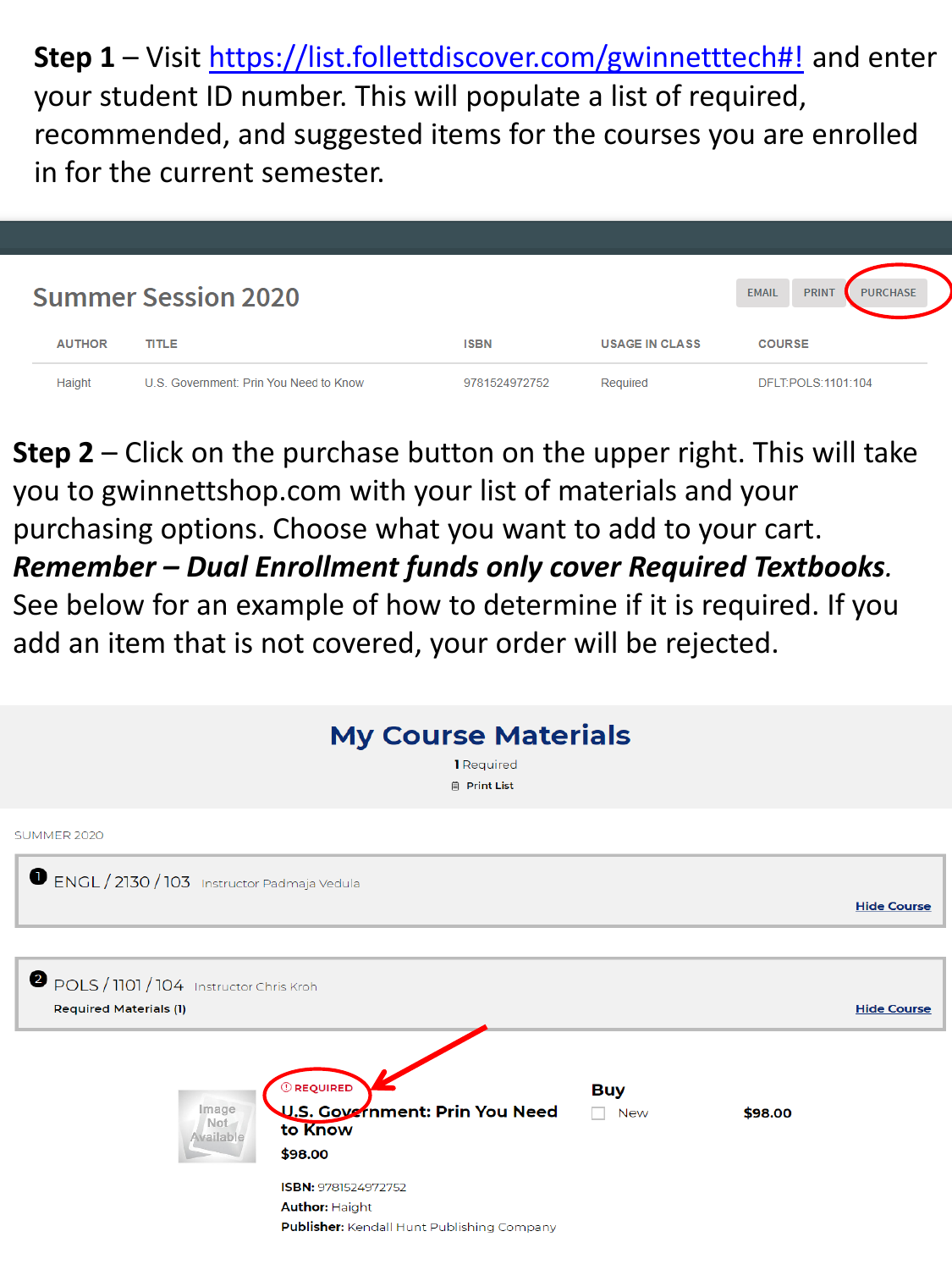**Step 1** – Visit [https://list.follettdiscover.com/gwinnetttech#!](https://list.follettdiscover.com/gwinnetttech#!) and enter your student ID number. This will populate a list of required, recommended, and suggested items for the courses you are enrolled in for the current semester.

## Summer Session 2020

EMAIL PRINT PURCHASE

| AUTHOR | TITLE | ISBN | USAGE IN CLASS | COURSE |
|---|---|---|---|---|
| Haight | U.S. Government: Prin You Need to Know | 9781524972752 | Required | DFLT:POLS:1101:104 |

**Step 2** – Click on the purchase button on the upper right. This will take you to gwinnettshop.com with your list of materials and your purchasing options. Choose what you want to add to your cart. ***Remember – Dual Enrollment funds only cover Required Textbooks***. See below for an example of how to determine if it is required. If you add an item that is not covered, your order will be rejected.

## My Course Materials

1 Required

Print List

SUMMER 2020

1 ENGL / 2130 / 103 Instructor Padmaja Vedula

Hide Course

2 POLS / 1101 / 104 Instructor Chris Kroh

Required Materials (1)

Hide Course

Image Not Available

REQUIRED

**U.S. Government: Prin You Need to Know**

**$98.00**

**Buy**

New **$98.00**

**ISBN:** 9781524972752

**Author:** Haight

**Publisher:** Kendall Hunt Publishing Company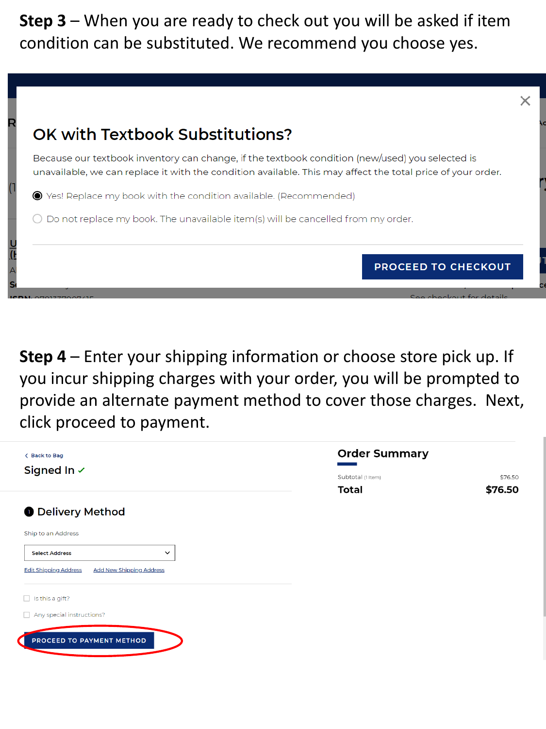**Step 3** – When you are ready to check out you will be asked if item condition can be substituted. We recommend you choose yes.

OK with Textbook Substitutions?

Because our textbook inventory can change, if the textbook condition (new/used) you selected is unavailable, we can replace it with the condition available. This may affect the total price of your order.

- (●) Yes! Replace my book with the condition available. (Recommended)
- ( ) Do not replace my book. The unavailable item(s) will be cancelled from my order.

PROCEED TO CHECKOUT

**Step 4** – Enter your shipping information or choose store pick up. If you incur shipping charges with your order, you will be prompted to provide an alternate payment method to cover those charges. Next, click proceed to payment.

< Back to Bag

Signed In ✓

1 Delivery Method

Ship to an Address

Select Address

Edit Shipping Address    Add New Shipping Address

☐ Is this a gift?

☐ Any special instructions?

PROCEED TO PAYMENT METHOD

Order Summary

| | |
|---|---|
| Subtotal (1 Item) | $76.50 |
| **Total** | **$76.50** |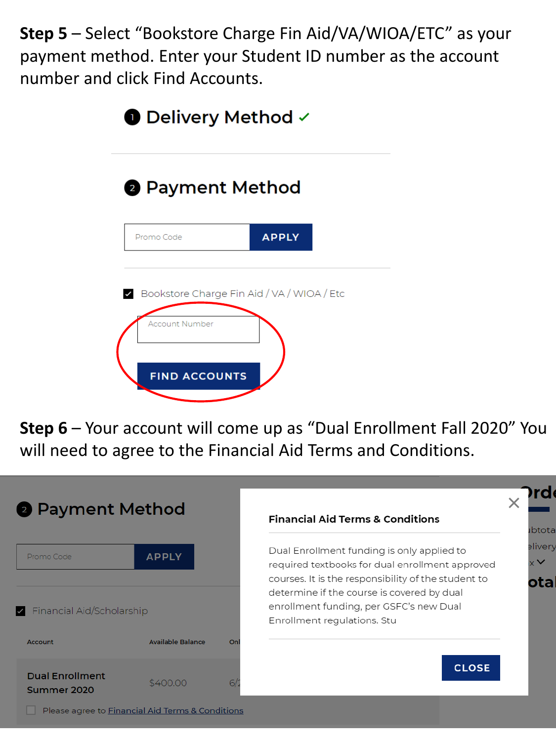**Step 5** – Select "Bookstore Charge Fin Aid/VA/WIOA/ETC" as your payment method. Enter your Student ID number as the account number and click Find Accounts.

1 Delivery Method ✓

2 Payment Method

Promo Code APPLY

☑ Bookstore Charge Fin Aid / VA / WIOA / Etc

Account Number

FIND ACCOUNTS

**Step 6** – Your account will come up as "Dual Enrollment Fall 2020" You will need to agree to the Financial Aid Terms and Conditions.

2 Payment Method

Promo Code APPLY

☑ Financial Aid/Scholarship

| Account | Available Balance | Onl |
|---|---|---|
| Dual Enrollment Summer 2020 | $400.00 | 6/ |

☐ Please agree to Financial Aid Terms & Conditions

**Financial Aid Terms & Conditions**

Dual Enrollment funding is only applied to required textbooks for dual enrollment approved courses. It is the responsibility of the student to determine if the course is covered by dual enrollment funding, per GSFC's new Dual Enrollment regulations. Stu

CLOSE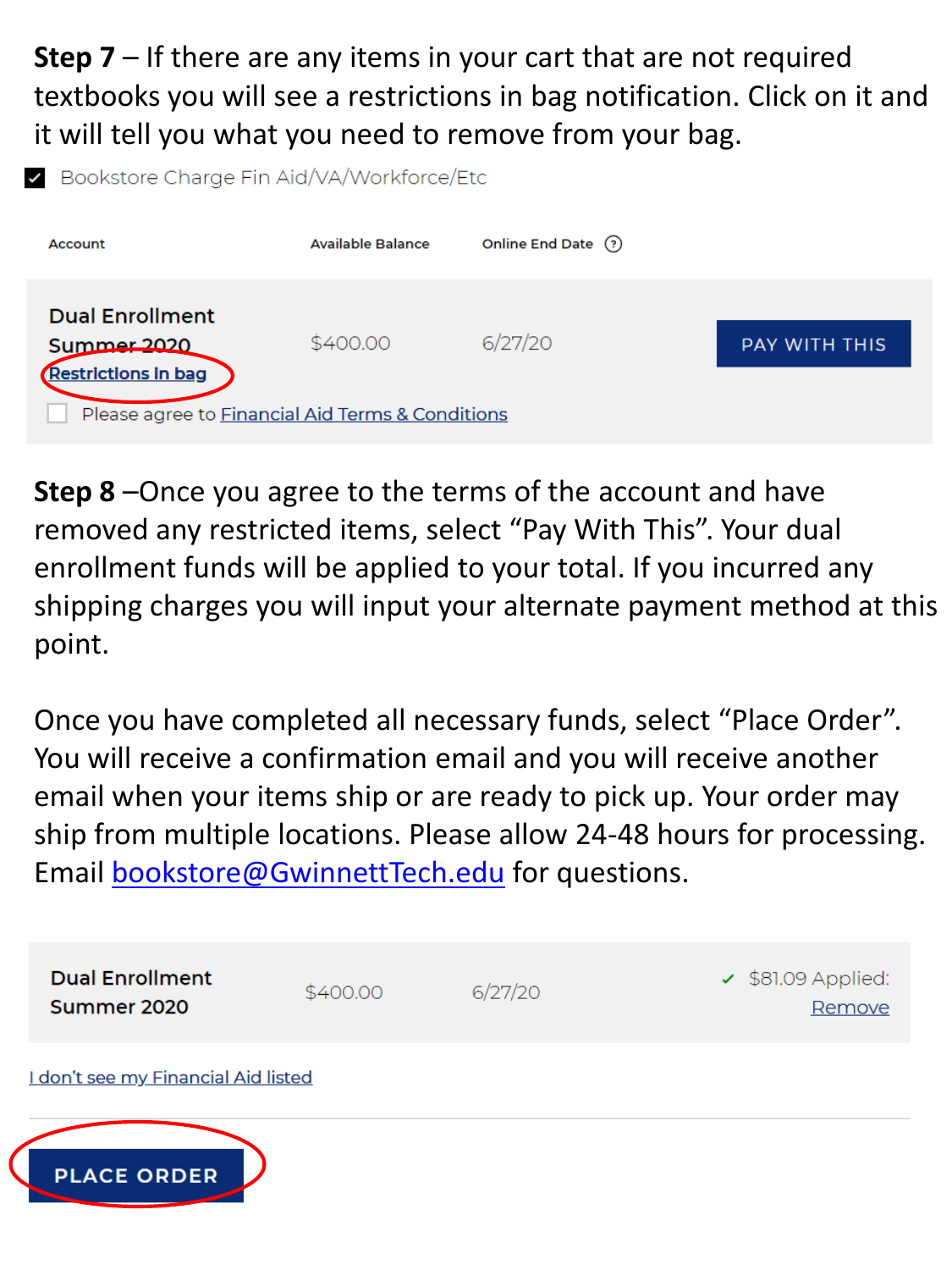**Step 7** – If there are any items in your cart that are not required textbooks you will see a restrictions in bag notification. Click on it and it will tell you what you need to remove from your bag.

☑ Bookstore Charge Fin Aid/VA/Workforce/Etc

| Account | Available Balance | Online End Date | |
|---|---|---|---|
| Dual Enrollment Summer 2020 Restrictions In bag | $400.00 | 6/27/20 | PAY WITH THIS |

☐ Please agree to Financial Aid Terms & Conditions

**Step 8** –Once you agree to the terms of the account and have removed any restricted items, select "Pay With This". Your dual enrollment funds will be applied to your total. If you incurred any shipping charges you will input your alternate payment method at this point.

Once you have completed all necessary funds, select "Place Order". You will receive a confirmation email and you will receive another email when your items ship or are ready to pick up. Your order may ship from multiple locations. Please allow 24-48 hours for processing. Email bookstore@GwinnettTech.edu for questions.

| | | | |
|---|---|---|---|
| Dual Enrollment Summer 2020 | $400.00 | 6/27/20 | ✓ $81.09 Applied: Remove |

I don't see my Financial Aid listed

PLACE ORDER